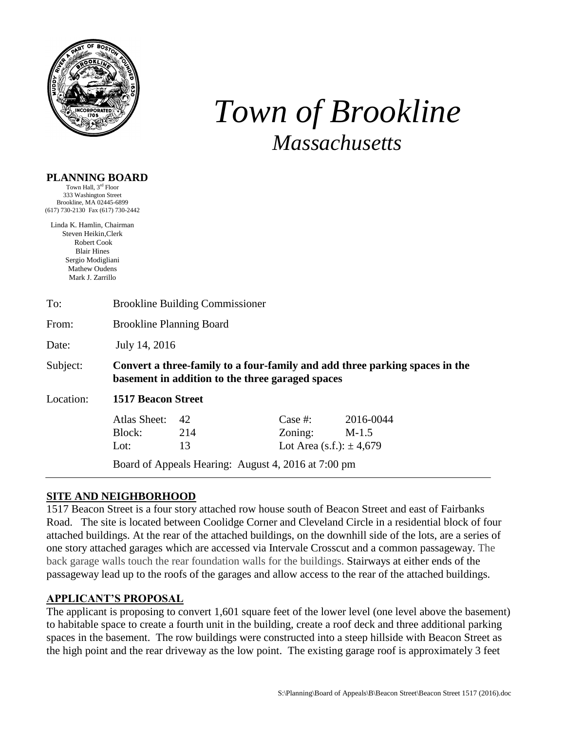# *Town of Brookline*
## *Massachusetts*

**PLANNING BOARD**
Town Hall, 3rd Floor
333 Washington Street
Brookline, MA 02445-6899
(617) 730-2130 Fax (617) 730-2442

Linda K. Hamlin, Chairman
Steven Heikin, Clerk
Robert Cook
Blair Hines
Sergio Modigliani
Mathew Oudens
Mark J. Zarrillo

To: Brookline Building Commissioner

From: Brookline Planning Board

Date: July 14, 2016

Subject: **Convert a three-family to a four-family and add three parking spaces in the basement in addition to the three garaged spaces**

Location: **1517 Beacon Street**

| | | | |
|---|---|---|---|
| Atlas Sheet: | 42 | Case #: | 2016-0044 |
| Block: | 214 | Zoning: | M-1.5 |
| Lot: | 13 | Lot Area (s.f.): | ± 4,679 |

Board of Appeals Hearing: August 4, 2016 at 7:00 pm

---

## SITE AND NEIGHBORHOOD

1517 Beacon Street is a four story attached row house south of Beacon Street and east of Fairbanks Road. The site is located between Coolidge Corner and Cleveland Circle in a residential block of four attached buildings. At the rear of the attached buildings, on the downhill side of the lots, are a series of one story attached garages which are accessed via Intervale Crosscut and a common passageway. The back garage walls touch the rear foundation walls for the buildings. Stairways at either ends of the passageway lead up to the roofs of the garages and allow access to the rear of the attached buildings.

## APPLICANT'S PROPOSAL

The applicant is proposing to convert 1,601 square feet of the lower level (one level above the basement) to habitable space to create a fourth unit in the building, create a roof deck and three additional parking spaces in the basement. The row buildings were constructed into a steep hillside with Beacon Street as the high point and the rear driveway as the low point. The existing garage roof is approximately 3 feet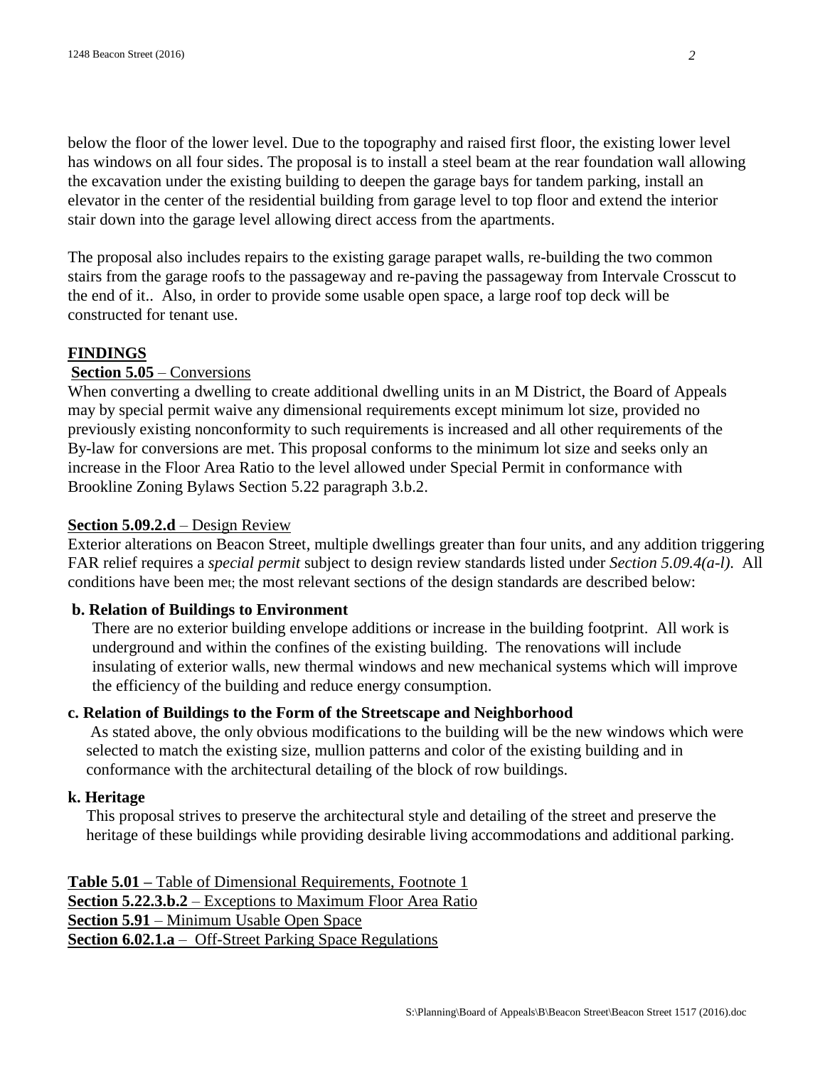below the floor of the lower level. Due to the topography and raised first floor, the existing lower level has windows on all four sides. The proposal is to install a steel beam at the rear foundation wall allowing the excavation under the existing building to deepen the garage bays for tandem parking, install an elevator in the center of the residential building from garage level to top floor and extend the interior stair down into the garage level allowing direct access from the apartments.

The proposal also includes repairs to the existing garage parapet walls, re-building the two common stairs from the garage roofs to the passageway and re-paving the passageway from Intervale Crosscut to the end of it.. Also, in order to provide some usable open space, a large roof top deck will be constructed for tenant use.

## FINDINGS

**Section 5.05** – Conversions

When converting a dwelling to create additional dwelling units in an M District, the Board of Appeals may by special permit waive any dimensional requirements except minimum lot size, provided no previously existing nonconformity to such requirements is increased and all other requirements of the By-law for conversions are met. This proposal conforms to the minimum lot size and seeks only an increase in the Floor Area Ratio to the level allowed under Special Permit in conformance with Brookline Zoning Bylaws Section 5.22 paragraph 3.b.2.

**Section 5.09.2.d** – Design Review

Exterior alterations on Beacon Street, multiple dwellings greater than four units, and any addition triggering FAR relief requires a *special permit* subject to design review standards listed under *Section 5.09.4(a-l)*. All conditions have been met; the most relevant sections of the design standards are described below:

**b. Relation of Buildings to Environment**

There are no exterior building envelope additions or increase in the building footprint. All work is underground and within the confines of the existing building. The renovations will include insulating of exterior walls, new thermal windows and new mechanical systems which will improve the efficiency of the building and reduce energy consumption.

**c. Relation of Buildings to the Form of the Streetscape and Neighborhood**

As stated above, the only obvious modifications to the building will be the new windows which were selected to match the existing size, mullion patterns and color of the existing building and in conformance with the architectural detailing of the block of row buildings.

**k. Heritage**

This proposal strives to preserve the architectural style and detailing of the street and preserve the heritage of these buildings while providing desirable living accommodations and additional parking.

**Table 5.01 –** Table of Dimensional Requirements, Footnote 1
**Section 5.22.3.b.2** – Exceptions to Maximum Floor Area Ratio
**Section 5.91** – Minimum Usable Open Space
**Section 6.02.1.a** – Off-Street Parking Space Regulations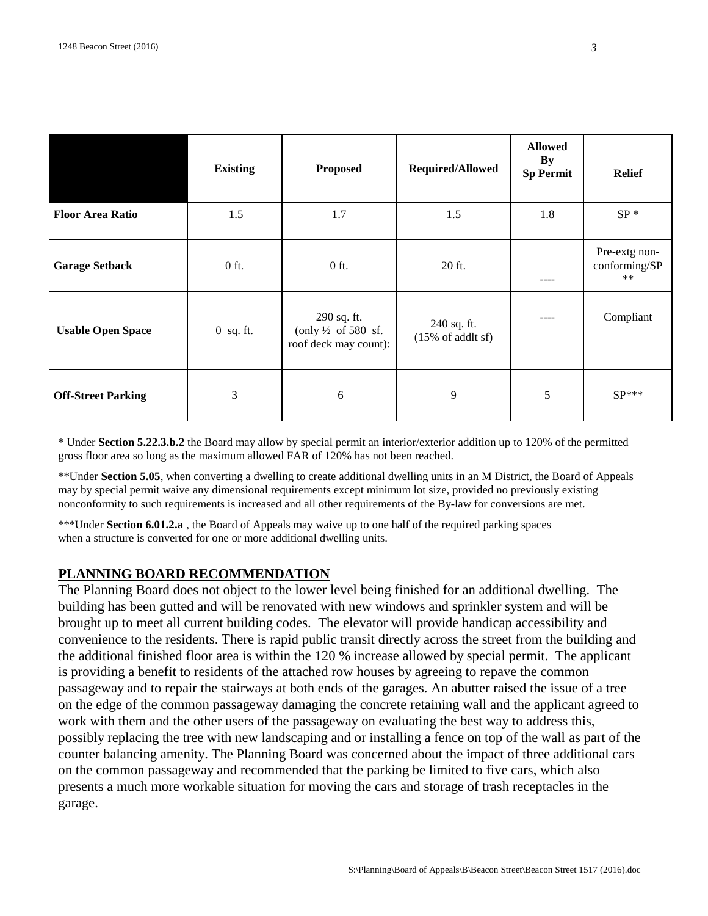| | Existing | Proposed | Required/Allowed | Allowed By Sp Permit | Relief |
|---|---|---|---|---|---|
| **Floor Area Ratio** | 1.5 | 1.7 | 1.5 | 1.8 | SP * |
| **Garage Setback** | 0 ft. | 0 ft. | 20 ft. | ---- | Pre-extg non-conforming/SP ** |
| **Usable Open Space** | 0 sq. ft. | 290 sq. ft. (only ½ of 580 sf. roof deck may count): | 240 sq. ft. (15% of addlt sf) | ---- | Compliant |
| **Off-Street Parking** | 3 | 6 | 9 | 5 | SP*** |

* Under **Section 5.22.3.b.2** the Board may allow by special permit an interior/exterior addition up to 120% of the permitted gross floor area so long as the maximum allowed FAR of 120% has not been reached.

**Under **Section 5.05**, when converting a dwelling to create additional dwelling units in an M District, the Board of Appeals may by special permit waive any dimensional requirements except minimum lot size, provided no previously existing nonconformity to such requirements is increased and all other requirements of the By-law for conversions are met.

***Under **Section 6.01.2.a** , the Board of Appeals may waive up to one half of the required parking spaces when a structure is converted for one or more additional dwelling units.

## PLANNING BOARD RECOMMENDATION

The Planning Board does not object to the lower level being finished for an additional dwelling. The building has been gutted and will be renovated with new windows and sprinkler system and will be brought up to meet all current building codes. The elevator will provide handicap accessibility and convenience to the residents. There is rapid public transit directly across the street from the building and the additional finished floor area is within the 120 % increase allowed by special permit. The applicant is providing a benefit to residents of the attached row houses by agreeing to repave the common passageway and to repair the stairways at both ends of the garages. An abutter raised the issue of a tree on the edge of the common passageway damaging the concrete retaining wall and the applicant agreed to work with them and the other users of the passageway on evaluating the best way to address this, possibly replacing the tree with new landscaping and or installing a fence on top of the wall as part of the counter balancing amenity. The Planning Board was concerned about the impact of three additional cars on the common passageway and recommended that the parking be limited to five cars, which also presents a much more workable situation for moving the cars and storage of trash receptacles in the garage.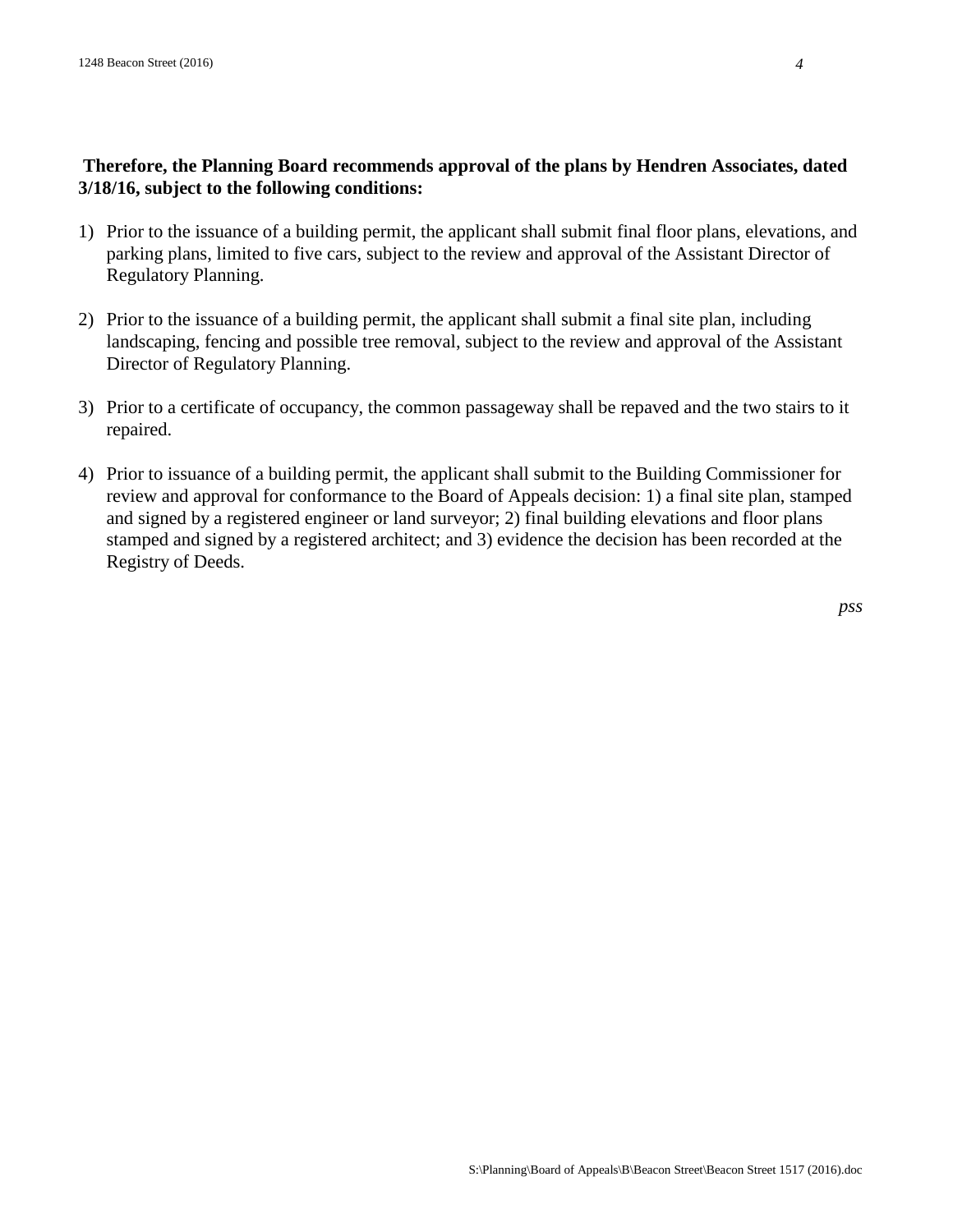**Therefore, the Planning Board recommends approval of the plans by Hendren Associates, dated 3/18/16, subject to the following conditions:**

1) Prior to the issuance of a building permit, the applicant shall submit final floor plans, elevations, and parking plans, limited to five cars, subject to the review and approval of the Assistant Director of Regulatory Planning.

2) Prior to the issuance of a building permit, the applicant shall submit a final site plan, including landscaping, fencing and possible tree removal, subject to the review and approval of the Assistant Director of Regulatory Planning.

3) Prior to a certificate of occupancy, the common passageway shall be repaved and the two stairs to it repaired.

4) Prior to issuance of a building permit, the applicant shall submit to the Building Commissioner for review and approval for conformance to the Board of Appeals decision: 1) a final site plan, stamped and signed by a registered engineer or land surveyor; 2) final building elevations and floor plans stamped and signed by a registered architect; and 3) evidence the decision has been recorded at the Registry of Deeds.

*pss*